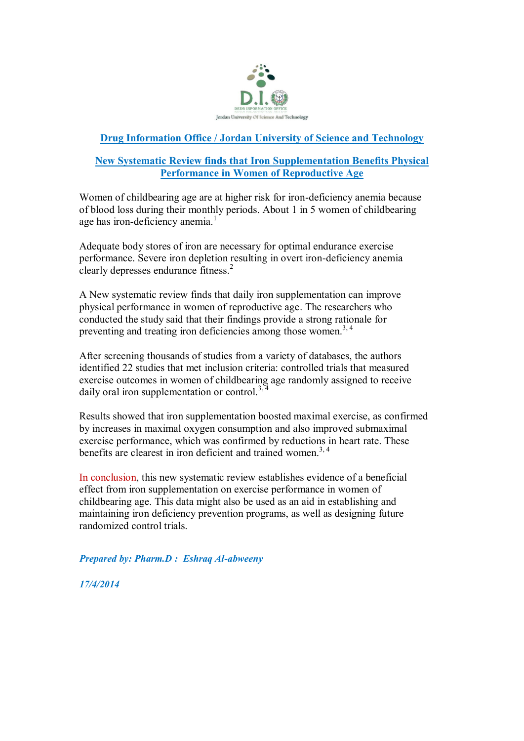D.I.

DRUG INFORMATION OFFICE

Jordan University Of Science And Technology

## Drug Information Office / Jordan University of Science and Technology

## New Systematic Review finds that Iron Supplementation Benefits Physical Performance in Women of Reproductive Age

Women of childbearing age are at higher risk for iron-deficiency anemia because of blood loss during their monthly periods. About 1 in 5 women of childbearing age has iron-deficiency anemia.[1]

Adequate body stores of iron are necessary for optimal endurance exercise performance. Severe iron depletion resulting in overt iron-deficiency anemia clearly depresses endurance fitness.[2]

A New systematic review finds that daily iron supplementation can improve physical performance in women of reproductive age. The researchers who conducted the study said that their findings provide a strong rationale for preventing and treating iron deficiencies among those women.[3, 4]

After screening thousands of studies from a variety of databases, the authors identified 22 studies that met inclusion criteria: controlled trials that measured exercise outcomes in women of childbearing age randomly assigned to receive daily oral iron supplementation or control.[3, 4]

Results showed that iron supplementation boosted maximal exercise, as confirmed by increases in maximal oxygen consumption and also improved submaximal exercise performance, which was confirmed by reductions in heart rate. These benefits are clearest in iron deficient and trained women.[3, 4]

In conclusion, this new systematic review establishes evidence of a beneficial effect from iron supplementation on exercise performance in women of childbearing age. This data might also be used as an aid in establishing and maintaining iron deficiency prevention programs, as well as designing future randomized control trials.

***Prepared by: Pharm.D : Eshraq Al-abweeny***

***17/4/2014***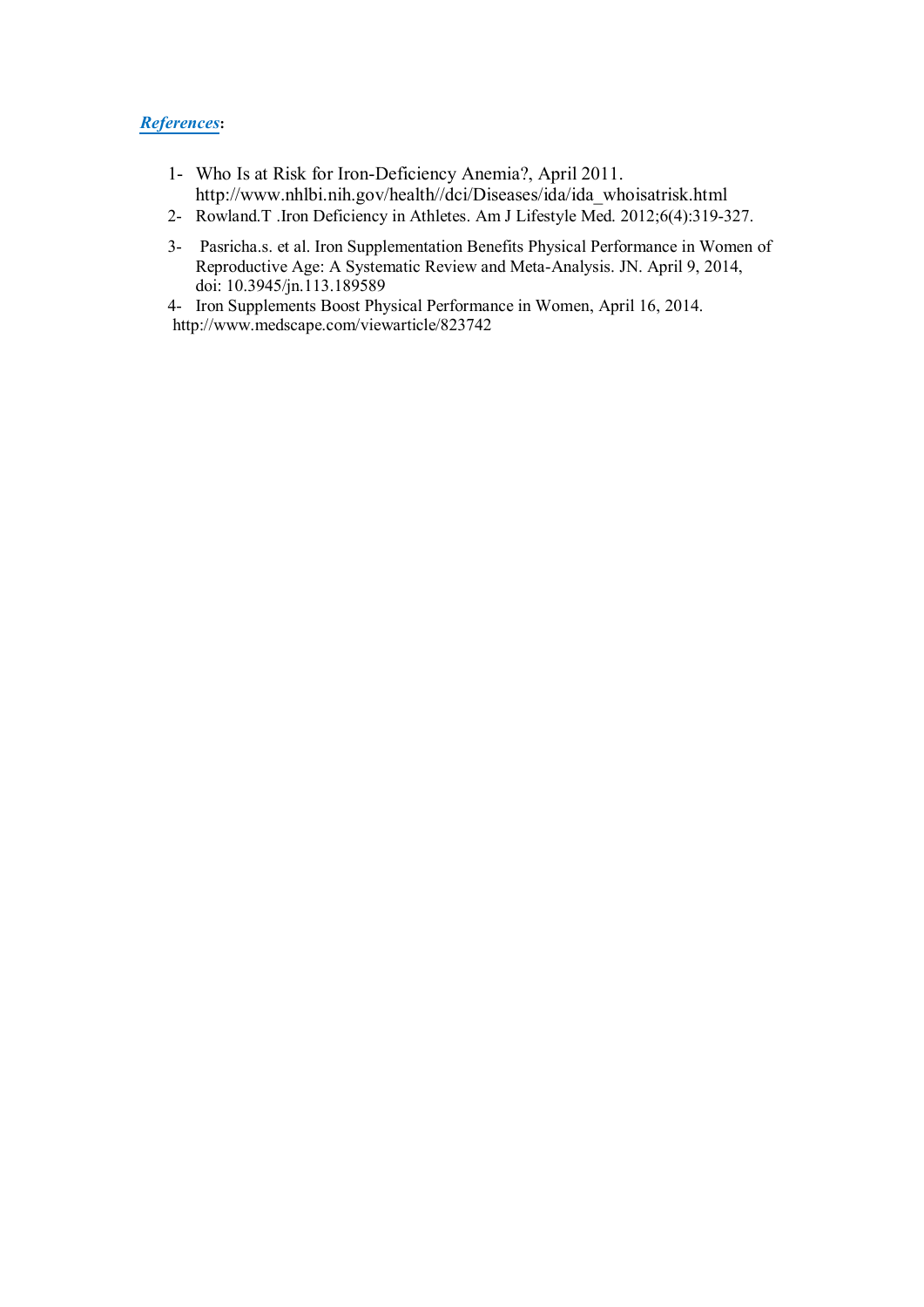***References*:**

1- Who Is at Risk for Iron-Deficiency Anemia?, April 2011. http://www.nhlbi.nih.gov/health//dci/Diseases/ida/ida_whoisatrisk.html
2- Rowland.T .Iron Deficiency in Athletes. Am J Lifestyle Med. 2012;6(4):319-327.
3- Pasricha.s. et al. Iron Supplementation Benefits Physical Performance in Women of Reproductive Age: A Systematic Review and Meta-Analysis. JN. April 9, 2014, doi: 10.3945/jn.113.189589
4- Iron Supplements Boost Physical Performance in Women, April 16, 2014. http://www.medscape.com/viewarticle/823742